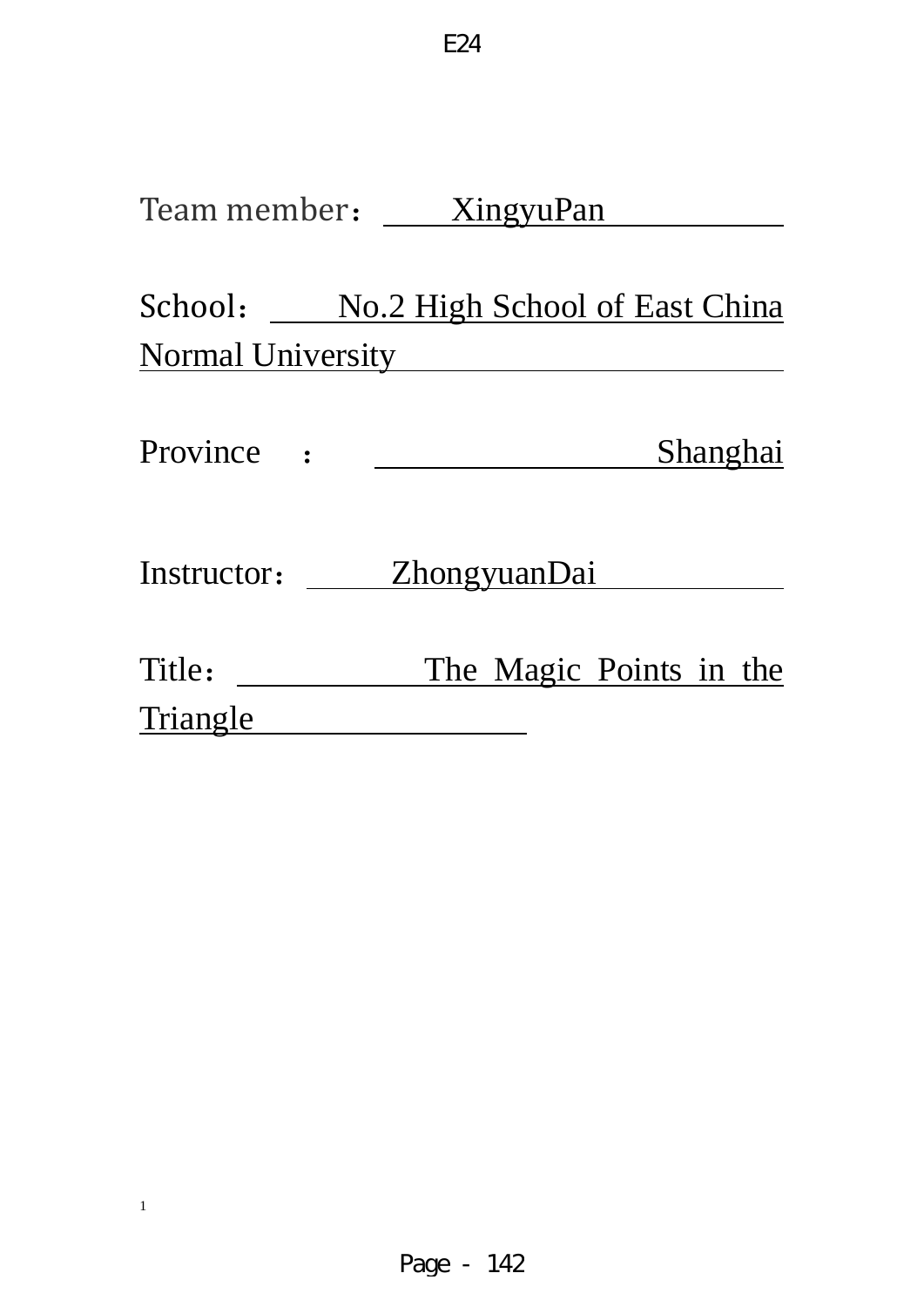E24

Team member： XingyuPan

School： No.2 High School of East China Normal University

Province ： Shanghai

Instructor： ZhongyuanDai

Title： The Magic Points in the Triangle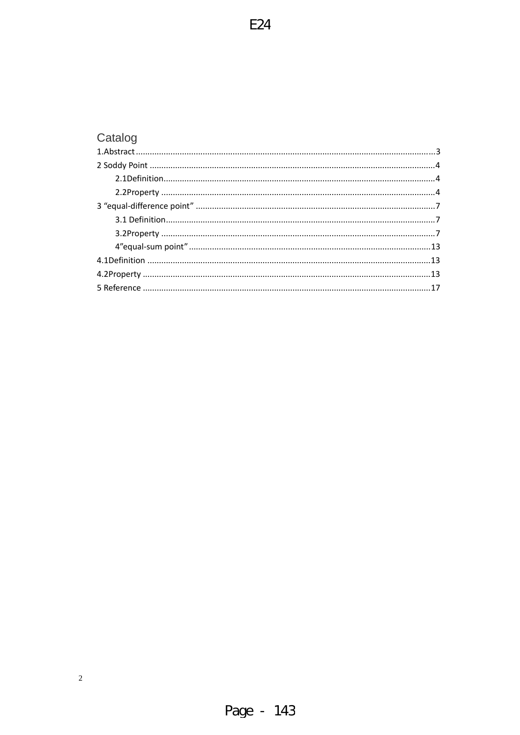# Catalog

1.Abstract ...................................................................................................................3

2 Soddy Point ...............................................................................................................4

- 2.1Definition.............................................................................................................4
- 2.2Property ..............................................................................................................4

3 “equal-difference point” ...........................................................................................7

- 3.1 Definition............................................................................................................7
- 3.2Property ..............................................................................................................7
- 4”equal-sum point” ..............................................................................................13

4.1Definition .................................................................................................................13

4.2Property ...................................................................................................................13

5 Reference ..................................................................................................................17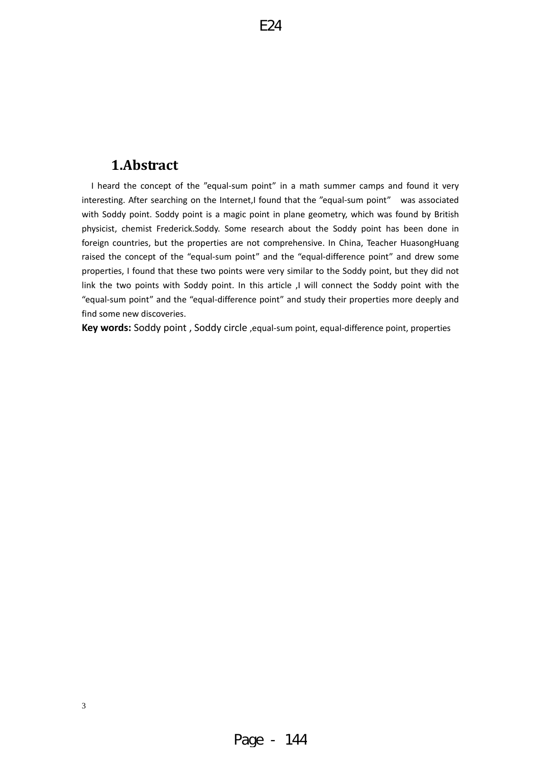## 1.Abstract

I heard the concept of the ”equal-sum point” in a math summer camps and found it very interesting. After searching on the Internet,I found that the ”equal-sum point” was associated with Soddy point. Soddy point is a magic point in plane geometry, which was found by British physicist, chemist Frederick.Soddy. Some research about the Soddy point has been done in foreign countries, but the properties are not comprehensive. In China, Teacher HuasongHuang raised the concept of the “equal-sum point” and the “equal-difference point” and drew some properties, I found that these two points were very similar to the Soddy point, but they did not link the two points with Soddy point. In this article ,I will connect the Soddy point with the “equal-sum point” and the “equal-difference point” and study their properties more deeply and find some new discoveries.

**Key words:** Soddy point , Soddy circle ,equal-sum point, equal-difference point, properties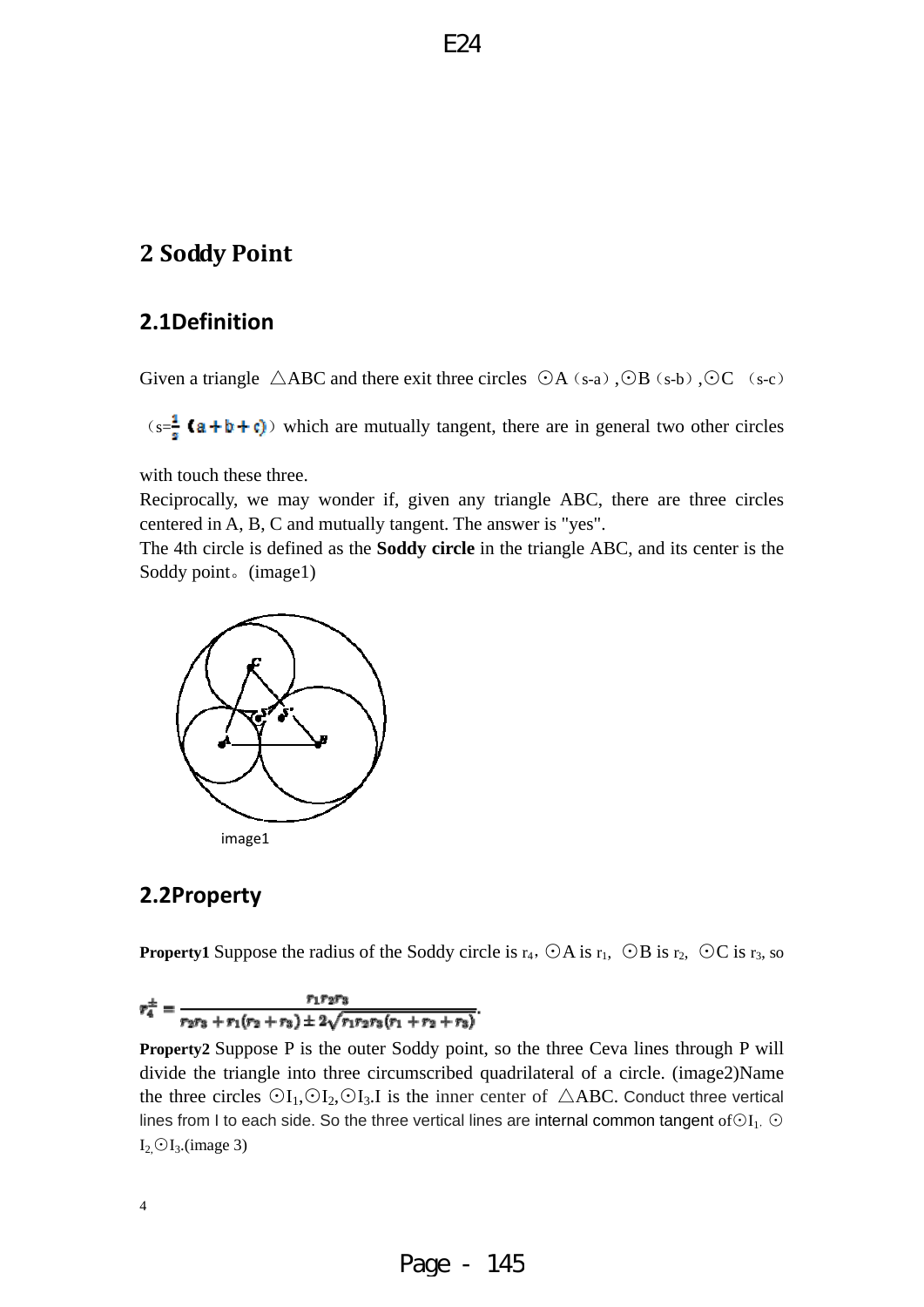## 2 Soddy Point

### 2.1Definition

Given a triangle △ABC and there exit three circles ⊙A（s-a）,⊙B（s-b）,⊙C （s-c）（$s=\frac{1}{2}(a+b+c)$）which are mutually tangent, there are in general two other circles with touch these three.

Reciprocally, we may wonder if, given any triangle ABC, there are three circles centered in A, B, C and mutually tangent. The answer is "yes".

The 4th circle is defined as the **Soddy circle** in the triangle ABC, and its center is the Soddy point。(image1)

image1

### 2.2Property

**Property1** Suppose the radius of the Soddy circle is $r_4$, ⊙A is $r_1$, ⊙B is $r_2$, ⊙C is $r_3$, so

$$r_4^{\pm}=\frac{r_1r_2r_3}{r_2r_3+r_1(r_2+r_3)\pm 2\sqrt{r_1r_2r_3(r_1+r_2+r_3)}}.$$

**Property2** Suppose P is the outer Soddy point, so the three Ceva lines through P will divide the triangle into three circumscribed quadrilateral of a circle. (image2)Name the three circles ⊙$I_1$,⊙$I_2$,⊙$I_3$.I is the inner center of △ABC. Conduct three vertical lines from I to each side. So the three vertical lines are internal common tangent of⊙$I_1$, ⊙$I_2$,⊙$I_3$.(image 3)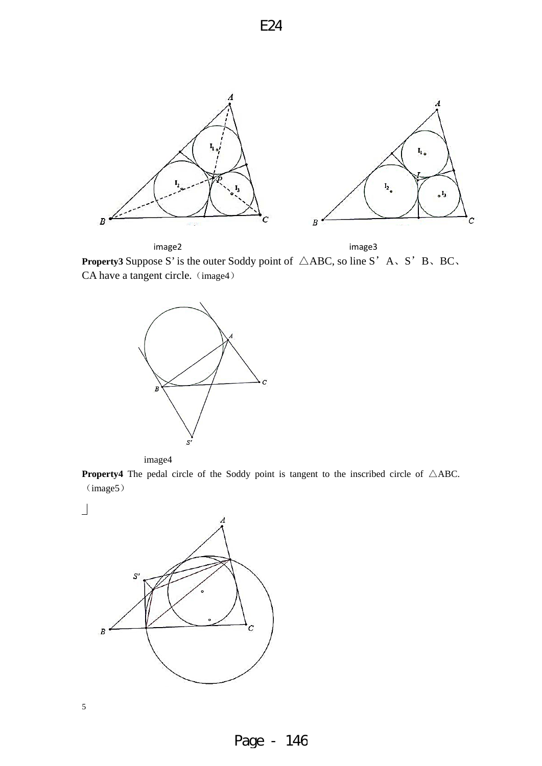image2

image3

**Property3** Suppose S' is the outer Soddy point of △ABC, so line S' A、S' B、BC、CA have a tangent circle.（image4）

image4

**Property4** The pedal circle of the Soddy point is tangent to the inscribed circle of △ABC.（image5）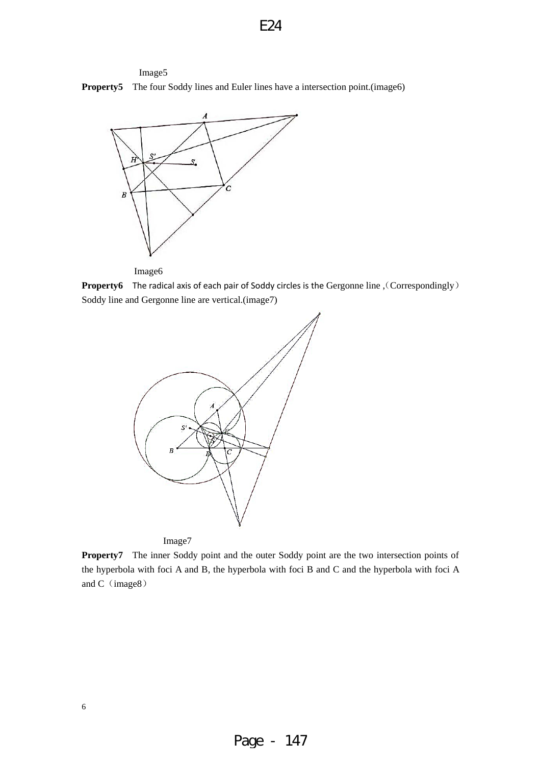Image5

**Property5** The four Soddy lines and Euler lines have a intersection point.(image6)

Image6

**Property6** The radical axis of each pair of Soddy circles is the Gergonne line ,（Correspondingly）Soddy line and Gergonne line are vertical.(image7)

Image7

**Property7** The inner Soddy point and the outer Soddy point are the two intersection points of the hyperbola with foci A and B, the hyperbola with foci B and C and the hyperbola with foci A and C（image8）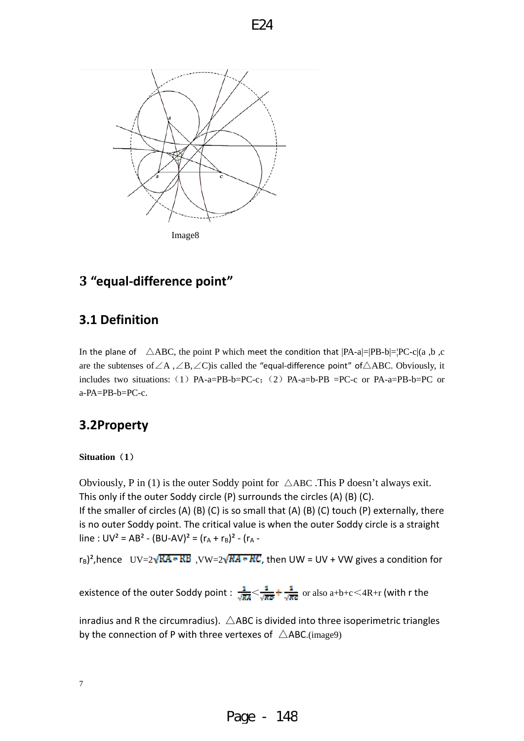Image8

## 3 “equal-difference point”

### 3.1 Definition

In the plane of $\triangle ABC$, the point P which meet the condition that $|PA-a|=|PB-b|=|PC-c|$(a ,b ,c are the subtenses of $\angle A$ , $\angle B$, $\angle C$)is called the “equal-difference point” of $\triangle ABC$. Obviously, it includes two situations:（1）PA-a=PB-b=PC-c;（2）PA-a=b-PB =PC-c or PA-a=PB-b=PC or a-PA=PB-b=PC-c.

### 3.2Property

**Situation（1）**

Obviously, P in (1) is the outer Soddy point for $\triangle ABC$ .This P doesn’t always exit. This only if the outer Soddy circle (P) surrounds the circles (A) (B) (C).
If the smaller of circles (A) (B) (C) is so small that (A) (B) (C) touch (P) externally, there is no outer Soddy point. The critical value is when the outer Soddy circle is a straight line : $UV^2 = AB^2 - (BU-AV)^2 = (r_A + r_B)^2 - (r_A - r_B)^2$,hence $UV=2\sqrt{RA*RB}$ ,$VW=2\sqrt{RA*RC}$, then UW = UV + VW gives a condition for existence of the outer Soddy point : $\frac{1}{\sqrt{RA}}<\frac{1}{\sqrt{RB}}+\frac{1}{\sqrt{RC}}$ or also $a+b+c<4R+r$ (with r the inradius and R the circumradius). $\triangle ABC$ is divided into three isoperimetric triangles by the connection of P with three vertexes of $\triangle ABC$.(image9)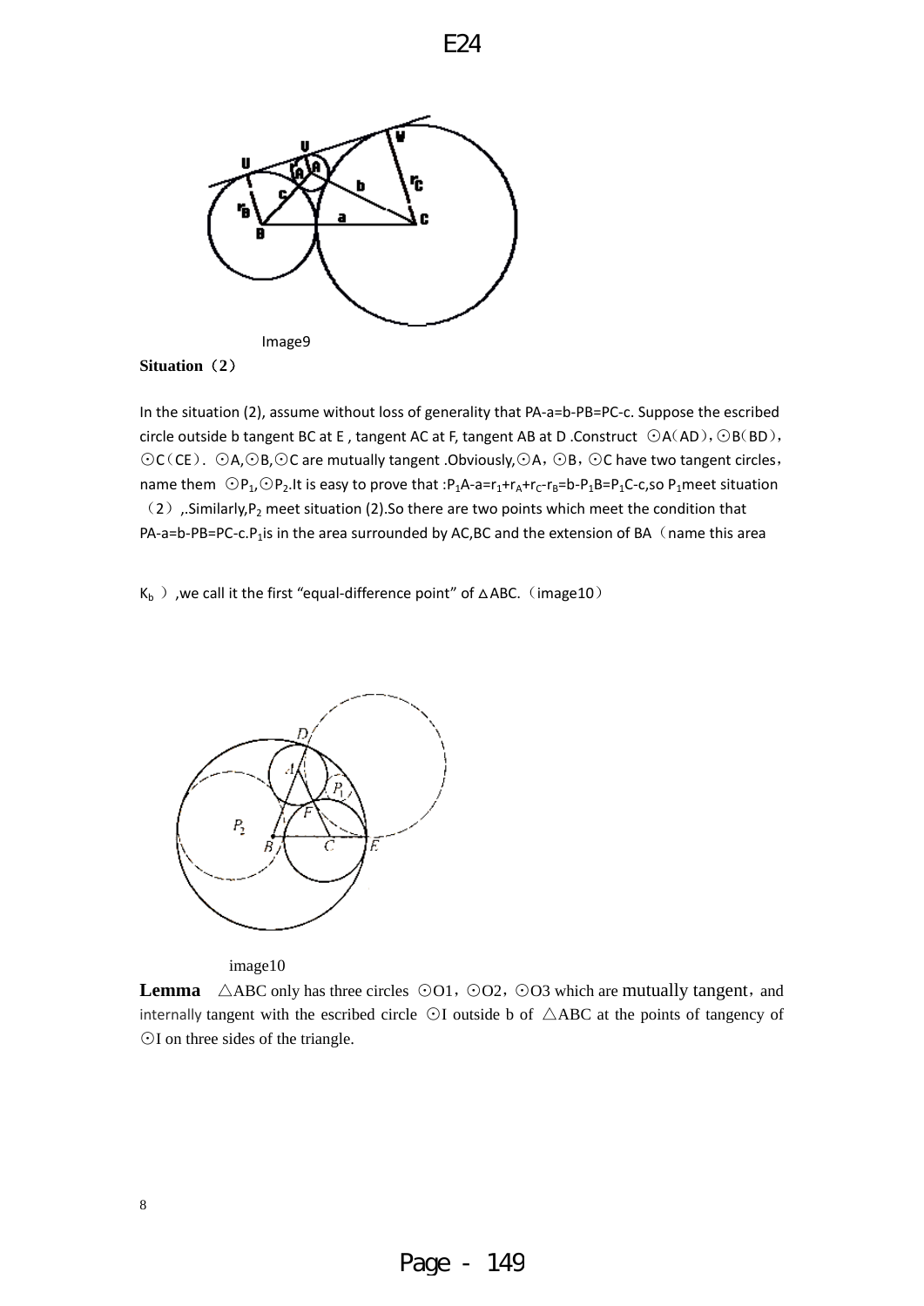Image9

**Situation（2）**

In the situation (2), assume without loss of generality that PA-a=b-PB=PC-c. Suppose the escribed circle outside b tangent BC at E , tangent AC at F, tangent AB at D .Construct ⊙A（AD）,⊙B（BD）,⊙C（CE）. ⊙A,⊙B,⊙C are mutually tangent .Obviously,⊙A，⊙B，⊙C have two tangent circles，name them ⊙$P_1$,⊙$P_2$.It is easy to prove that :$P_1A-a=r_1+r_A+r_C-r_B=b-P_1B=P_1C-c$,so $P_1$meet situation（2）,.Similarly,$P_2$ meet situation (2).So there are two points which meet the condition that PA-a=b-PB=PC-c.$P_1$is in the area surrounded by AC,BC and the extension of BA（name this area

$K_b$ ）,we call it the first “equal-difference point” of △ABC.（image10）

image10

**Lemma** △ABC only has three circles ⊙O1，⊙O2，⊙O3 which are mutually tangent，and internally tangent with the escribed circle ⊙I outside b of △ABC at the points of tangency of ⊙I on three sides of the triangle.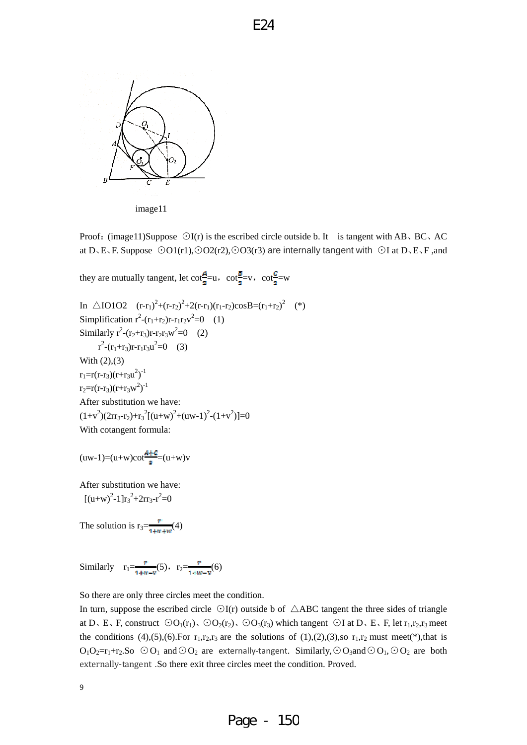image11

Proof：(image11)Suppose ⊙I(r) is the escribed circle outside b. It is tangent with AB、BC、AC at D、E、F. Suppose ⊙O1(r1),⊙O2(r2),⊙O3(r3) are internally tangent with ⊙I at D、E、F ,and they are mutually tangent, let $\cot\frac{A}{2}=u$，$\cot\frac{B}{2}=v$，$\cot\frac{C}{2}=w$

In △IO1O2 $(r-r_1)^2+(r-r_2)^2+2(r-r_1)(r_1-r_2)\cos B=(r_1+r_2)^2$ (*)

Simplification $r^2-(r_1+r_2)r-r_1r_2v^2=0$ (1)

Similarly $r^2-(r_2+r_3)r-r_2r_3w^2=0$ (2)

$r^2-(r_1+r_3)r-r_1r_3u^2=0$ (3)

With (2),(3)

$r_1=r(r-r_3)(r+r_3u^2)^{-1}$

$r_2=r(r-r_3)(r+r_3w^2)^{-1}$

After substitution we have:

$(1+v^2)(2rr_3-r_2)+r_3^2[(u+w)^2+(uw-1)^2-(1+v^2)]=0$

With cotangent formula:

$(uw-1)=(u+w)\cot\frac{A+C}{2}=(u+w)v$

After substitution we have:

$[(u+w)^2-1]r_3^2+2rr_3-r^2=0$

The solution is $r_3=\frac{r}{1+u+w}$(4)

Similarly $r_1=\frac{r}{1+u-v}$(5)，$r_2=\frac{r}{1-w-v}$(6)

So there are only three circles meet the condition.

In turn, suppose the escribed circle ⊙I(r) outside b of △ABC tangent the three sides of triangle at D、E、F, construct ⊙$O_1(r_1)$、⊙$O_2(r_2)$、⊙$O_3(r_3)$ which tangent ⊙I at D、E、F, let $r_1,r_2,r_3$ meet the conditions (4),(5),(6).For $r_1,r_2,r_3$ are the solutions of (1),(2),(3),so $r_1,r_2$ must meet(*),that is $O_1O_2=r_1+r_2$.So ⊙$O_1$ and⊙$O_2$ are externally-tangent. Similarly,⊙$O_3$and⊙$O_1$,⊙$O_2$ are both externally-tangent .So there exit three circles meet the condition. Proved.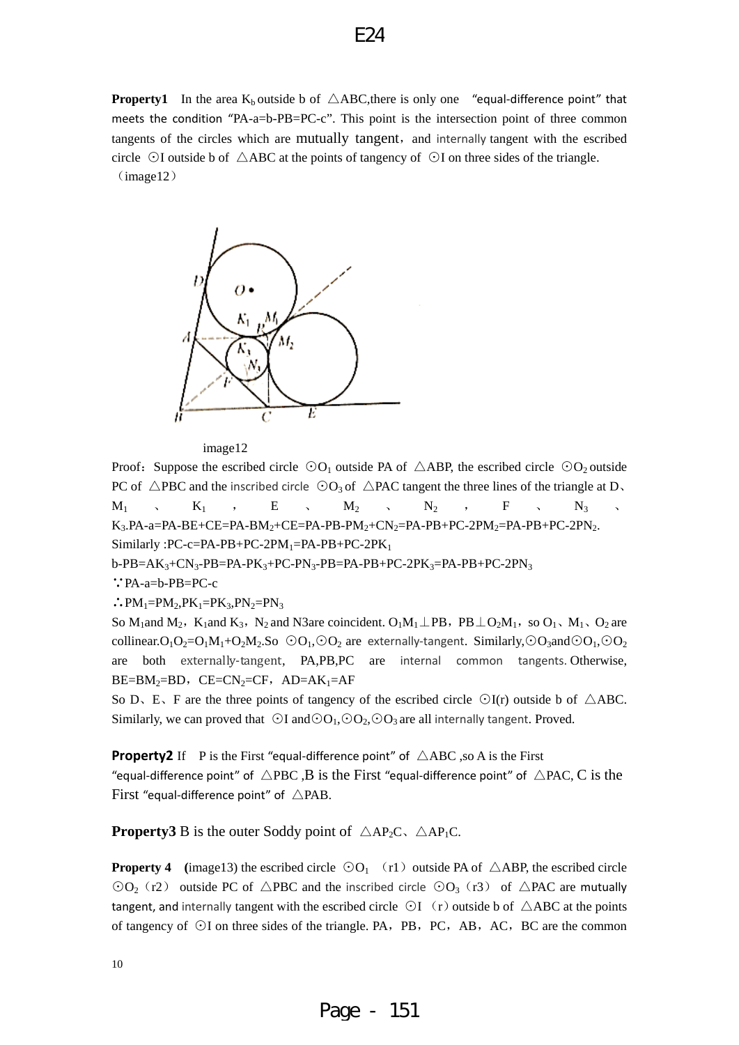**Property1** In the area $K_b$ outside b of △ABC,there is only one "equal-difference point" that meets the condition "PA-a=b-PB=PC-c". This point is the intersection point of three common tangents of the circles which are mutually tangent, and internally tangent with the escribed circle ⊙I outside b of △ABC at the points of tangency of ⊙I on three sides of the triangle. (image12)

image12

Proof: Suppose the escribed circle $⊙O_1$ outside PA of △ABP, the escribed circle $⊙O_2$ outside PC of △PBC and the inscribed circle $⊙O_3$ of △PAC tangent the three lines of the triangle at D、$M_1$、$K_1$，E、$M_2$、$N_2$，F、$N_3$、$K_3$.PA-a=PA-BE+CE=PA-$BM_2$+CE=PA-PB-$PM_2$+$CN_2$=PA-PB+PC-2$PM_2$=PA-PB+PC-2$PN_2$.

Similarly :PC-c=PA-PB+PC-2$PM_1$=PA-PB+PC-2$PK_1$

b-PB=$AK_3$+$CN_3$-PB=PA-$PK_3$+PC-$PN_3$-PB=PA-PB+PC-2$PK_3$=PA-PB+PC-2$PN_3$

∵PA-a=b-PB=PC-c

∴$PM_1$=$PM_2$,$PK_1$=$PK_3$,$PN_2$=$PN_3$

So $M_1$and $M_2$，$K_1$and $K_3$，$N_2$ and N3are coincident. $O_1M_1$⊥PB，PB⊥$O_2M_1$，so $O_1$、$M_1$、$O_2$ are collinear.$O_1O_2$=$O_1M_1$+$O_2M_2$.So $⊙O_1$,$⊙O_2$ are externally-tangent. Similarly,$⊙O_3$and$⊙O_1$,$⊙O_2$ are both externally-tangent, PA,PB,PC are internal common tangents. Otherwise, BE=$BM_2$=BD，CE=$CN_2$=CF，AD=$AK_1$=AF

So D、E、F are the three points of tangency of the escribed circle ⊙I(r) outside b of △ABC. Similarly, we can proved that ⊙I and$⊙O_1$,$⊙O_2$,$⊙O_3$ are all internally tangent. Proved.

**Property2** If P is the First "equal-difference point" of △ABC ,so A is the First "equal-difference point" of △PBC ,B is the First "equal-difference point" of △PAC, C is the First "equal-difference point" of △PAB.

**Property3** B is the outer Soddy point of △$AP_2C$、△$AP_1C$.

**Property 4** (image13) the escribed circle $⊙O_1$（r1）outside PA of △ABP, the escribed circle $⊙O_2$（r2） outside PC of △PBC and the inscribed circle $⊙O_3$（r3） of △PAC are mutually tangent, and internally tangent with the escribed circle ⊙I（r）outside b of △ABC at the points of tangency of ⊙I on three sides of the triangle. PA，PB，PC，AB，AC，BC are the common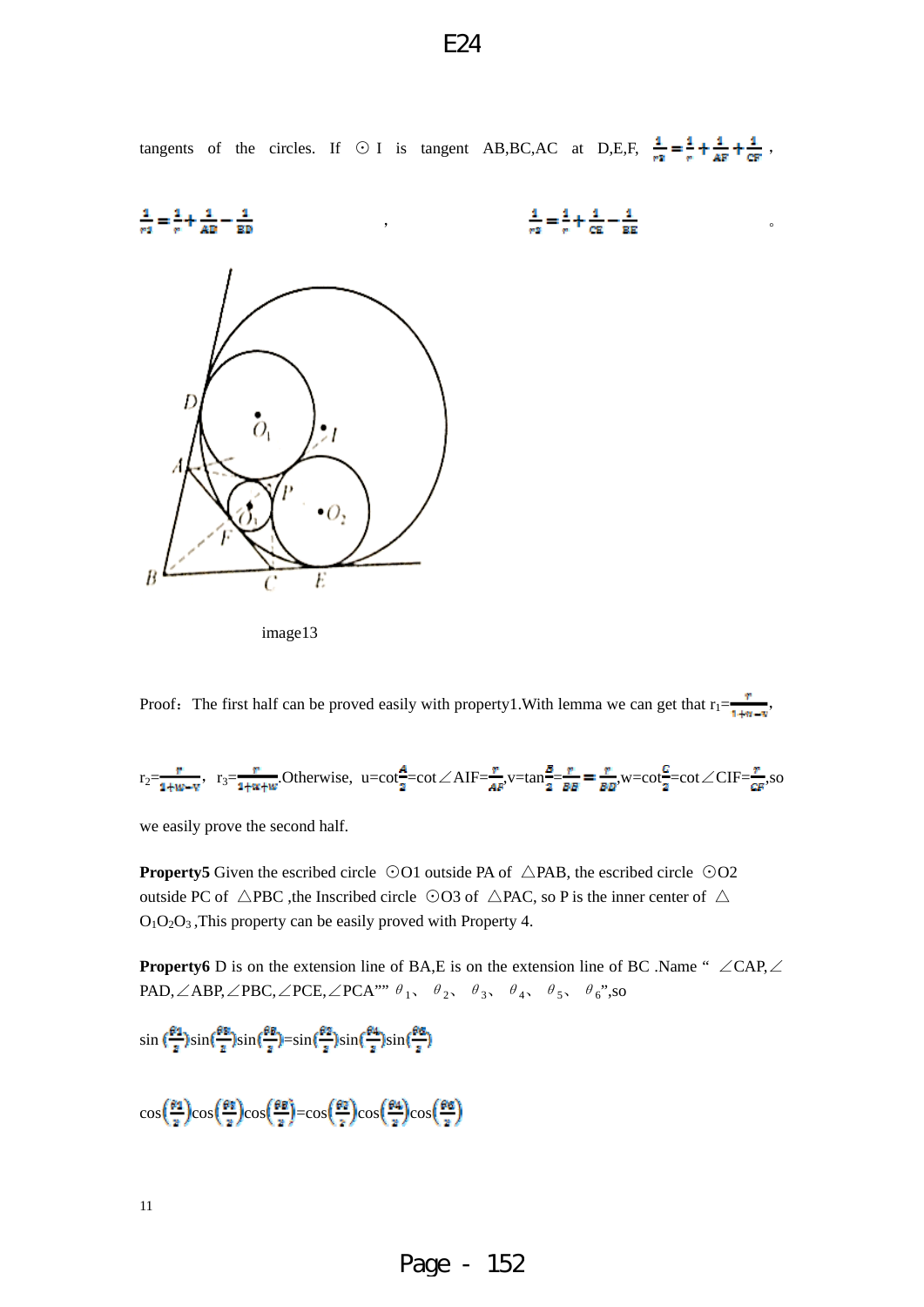tangents of the circles. If ⊙I is tangent AB,BC,AC at D,E,F, $\frac{1}{r_3}=\frac{1}{r}+\frac{1}{AF}+\frac{1}{CF}$,

$\frac{1}{r_1}=\frac{1}{r}+\frac{1}{AD}-\frac{1}{BD}$ , $\frac{1}{r_2}=\frac{1}{r}+\frac{1}{CE}-\frac{1}{BE}$ 。

image13

Proof: The first half can be proved easily with property1.With lemma we can get that $r_1=\frac{r}{1+u-v}$,

$r_2=\frac{r}{1+w-v}$, $r_3=\frac{r}{1+u+w}$.Otherwise, $u=\cot\frac{A}{2}=\cot\angle AIF=\frac{r}{AF}$,$v=\tan\frac{B}{2}=\frac{r}{BE}=\frac{r}{BD}$,$w=\cot\frac{C}{2}=\cot\angle CIF=\frac{r}{CF}$,so

we easily prove the second half.

**Property5** Given the escribed circle ⊙O1 outside PA of △PAB, the escribed circle ⊙O2 outside PC of △PBC ,the Inscribed circle ⊙O3 of △PAC, so P is the inner center of △$O_1O_2O_3$ ,This property can be easily proved with Property 4.

**Property6** D is on the extension line of BA,E is on the extension line of BC .Name " ∠CAP,∠PAD,∠ABP,∠PBC,∠PCE,∠PCA"" $\theta_1$、 $\theta_2$、 $\theta_3$、 $\theta_4$、 $\theta_5$、 $\theta_6$",so

$\sin\left(\frac{\theta_1}{2}\right)\sin\left(\frac{\theta_3}{2}\right)\sin\left(\frac{\theta_5}{2}\right)=\sin\left(\frac{\theta_2}{2}\right)\sin\left(\frac{\theta_4}{2}\right)\sin\left(\frac{\theta_6}{2}\right)$

$\cos\left(\frac{\theta_1}{2}\right)\cos\left(\frac{\theta_3}{2}\right)\cos\left(\frac{\theta_5}{2}\right)=\cos\left(\frac{\theta_2}{2}\right)\cos\left(\frac{\theta_4}{2}\right)\cos\left(\frac{\theta_6}{2}\right)$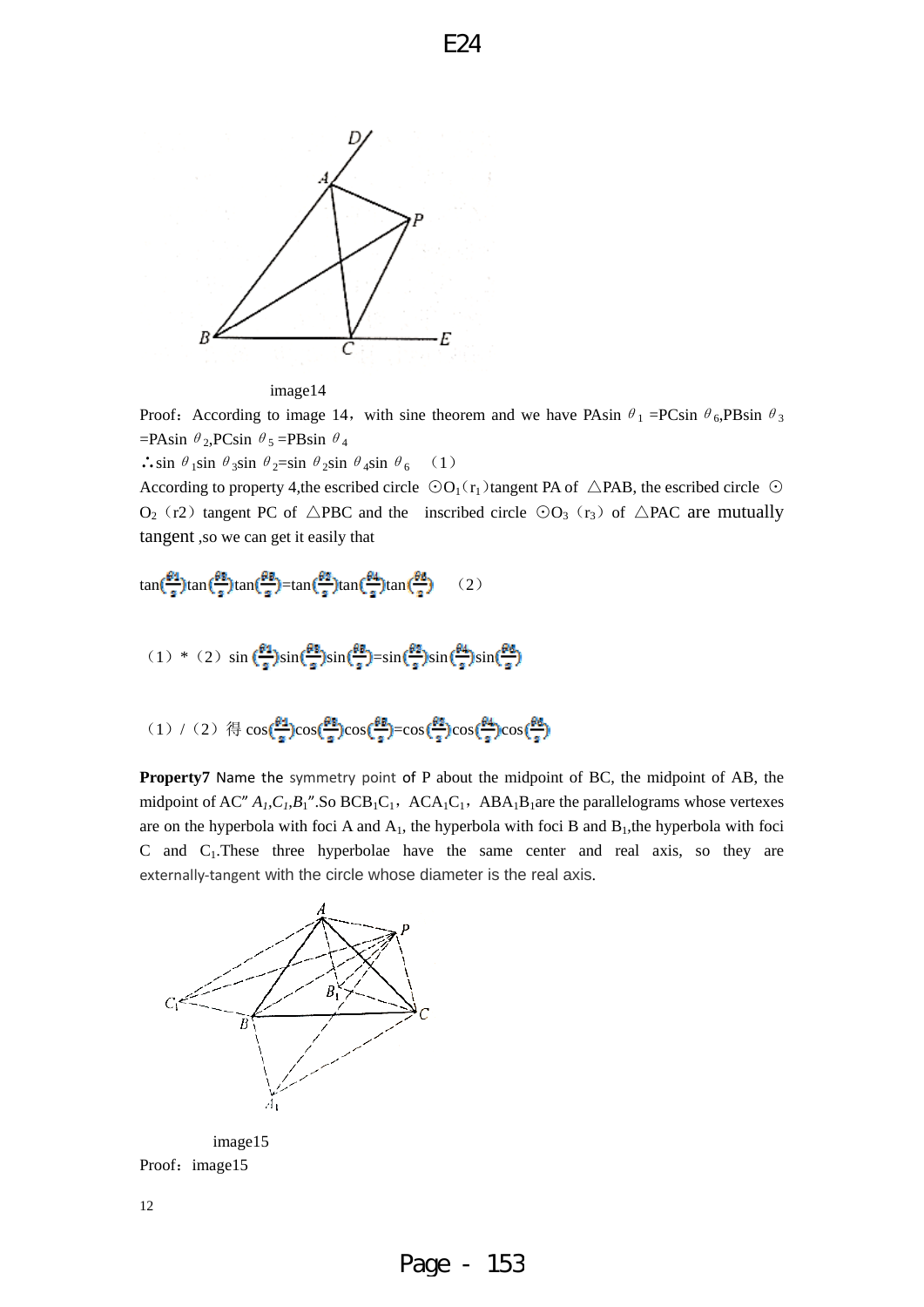image14

Proof：According to image 14，with sine theorem and we have PAsin $\theta_1$ =PCsin $\theta_6$,PBsin $\theta_3$ =PAsin $\theta_2$,PCsin $\theta_5$ =PBsin $\theta_4$

∴sin $\theta_1$sin $\theta_3$sin $\theta_2$=sin $\theta_2$sin $\theta_4$sin $\theta_6$ （1）

According to property 4,the escribed circle ⊙$O_1$($r_1$)tangent PA of △PAB, the escribed circle ⊙$O_2$（r2）tangent PC of △PBC and the inscribed circle ⊙$O_3$（$r_3$）of △PAC are mutually tangent ,so we can get it easily that

$$\tan\left(\frac{\theta_1}{2}\right)\tan\left(\frac{\theta_3}{2}\right)\tan\left(\frac{\theta_5}{2}\right)=\tan\left(\frac{\theta_2}{2}\right)\tan\left(\frac{\theta_4}{2}\right)\tan\left(\frac{\theta_6}{2}\right) \quad (2)$$

（1）*（2）$\sin\left(\frac{\theta_1}{2}\right)\sin\left(\frac{\theta_3}{2}\right)\sin\left(\frac{\theta_5}{2}\right)=\sin\left(\frac{\theta_2}{2}\right)\sin\left(\frac{\theta_4}{2}\right)\sin\left(\frac{\theta_6}{2}\right)$

（1）/（2）得 $\cos\left(\frac{\theta_1}{2}\right)\cos\left(\frac{\theta_3}{2}\right)\cos\left(\frac{\theta_5}{2}\right)=\cos\left(\frac{\theta_2}{2}\right)\cos\left(\frac{\theta_4}{2}\right)\cos\left(\frac{\theta_6}{2}\right)$

**Property7** Name the symmetry point of P about the midpoint of BC, the midpoint of AB, the midpoint of AC" $A_1$,$C_1$,$B_1$".So $BCB_1C_1$，$ACA_1C_1$，$ABA_1B_1$are the parallelograms whose vertexes are on the hyperbola with foci A and $A_1$, the hyperbola with foci B and $B_1$,the hyperbola with foci C and $C_1$.These three hyperbolae have the same center and real axis, so they are externally-tangent with the circle whose diameter is the real axis.

image15

Proof：image15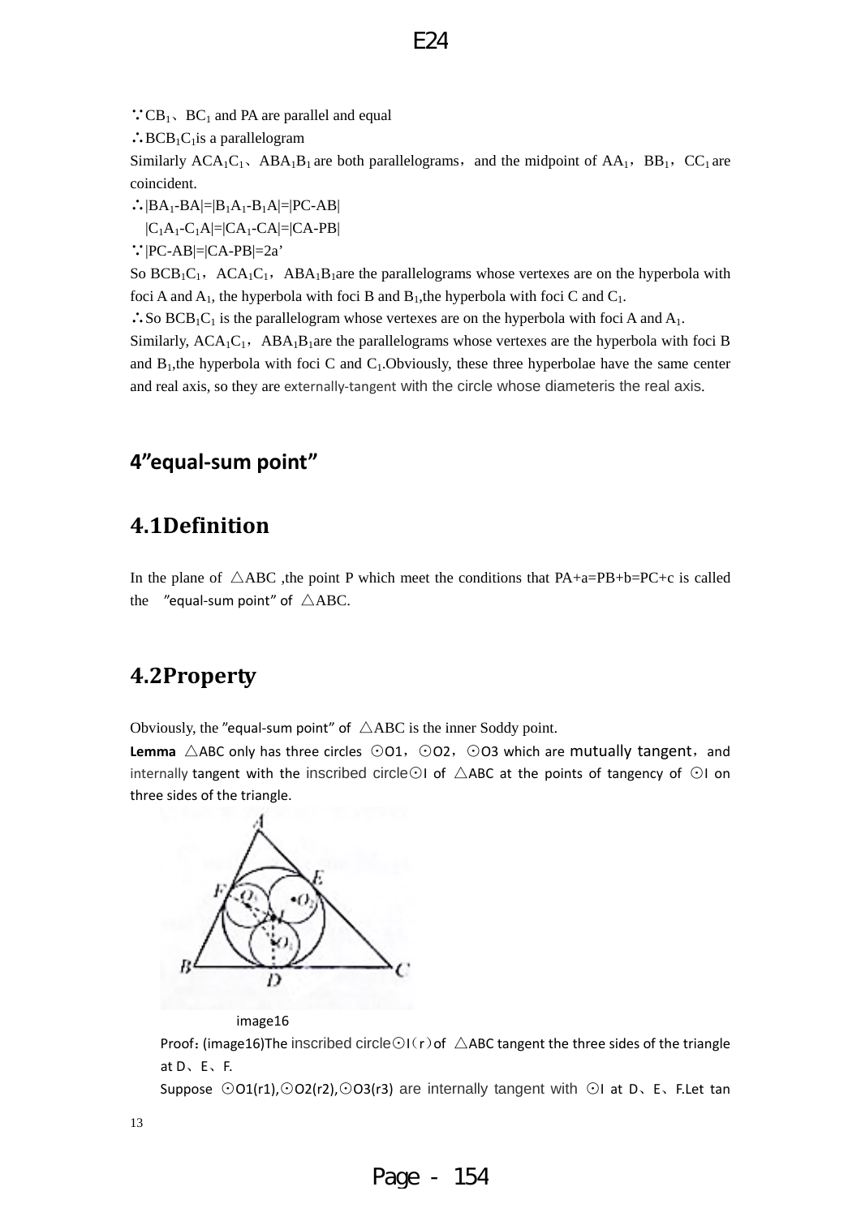∵$CB_1$、$BC_1$ and PA are parallel and equal

∴$BCB_1C_1$is a parallelogram

Similarly $ACA_1C_1$、$ABA_1B_1$ are both parallelograms，and the midpoint of $AA_1$，$BB_1$，$CC_1$ are coincident.

∴$|BA_1\text{-}BA|=|B_1A_1\text{-}B_1A|=|PC\text{-}AB|$

$|C_1A_1\text{-}C_1A|=|CA_1\text{-}CA|=|CA\text{-}PB|$

∵$|PC\text{-}AB|=|CA\text{-}PB|=2a'$

So $BCB_1C_1$，$ACA_1C_1$，$ABA_1B_1$are the parallelograms whose vertexes are on the hyperbola with foci A and $A_1$, the hyperbola with foci B and $B_1$,the hyperbola with foci C and $C_1$.

∴So $BCB_1C_1$ is the parallelogram whose vertexes are on the hyperbola with foci A and $A_1$.

Similarly, $ACA_1C_1$，$ABA_1B_1$are the parallelograms whose vertexes are the hyperbola with foci B and $B_1$,the hyperbola with foci C and $C_1$.Obviously, these three hyperbolae have the same center and real axis, so they are externally-tangent with the circle whose diameteris the real axis.

## 4"equal-sum point"

### 4.1Definition

In the plane of △ABC ,the point P which meet the conditions that PA+a=PB+b=PC+c is called the "equal-sum point" of △ABC.

### 4.2Property

Obviously, the "equal-sum point" of △ABC is the inner Soddy point.

**Lemma** △ABC only has three circles ⊙O1，⊙O2，⊙O3 which are mutually tangent，and internally tangent with the inscribed circle⊙I of △ABC at the points of tangency of ⊙I on three sides of the triangle.

image16

Proof：(image16)The inscribed circle⊙I（r）of △ABC tangent the three sides of the triangle at D、E、F.

Suppose ⊙O1(r1),⊙O2(r2),⊙O3(r3) are internally tangent with ⊙I at D、E、F.Let tan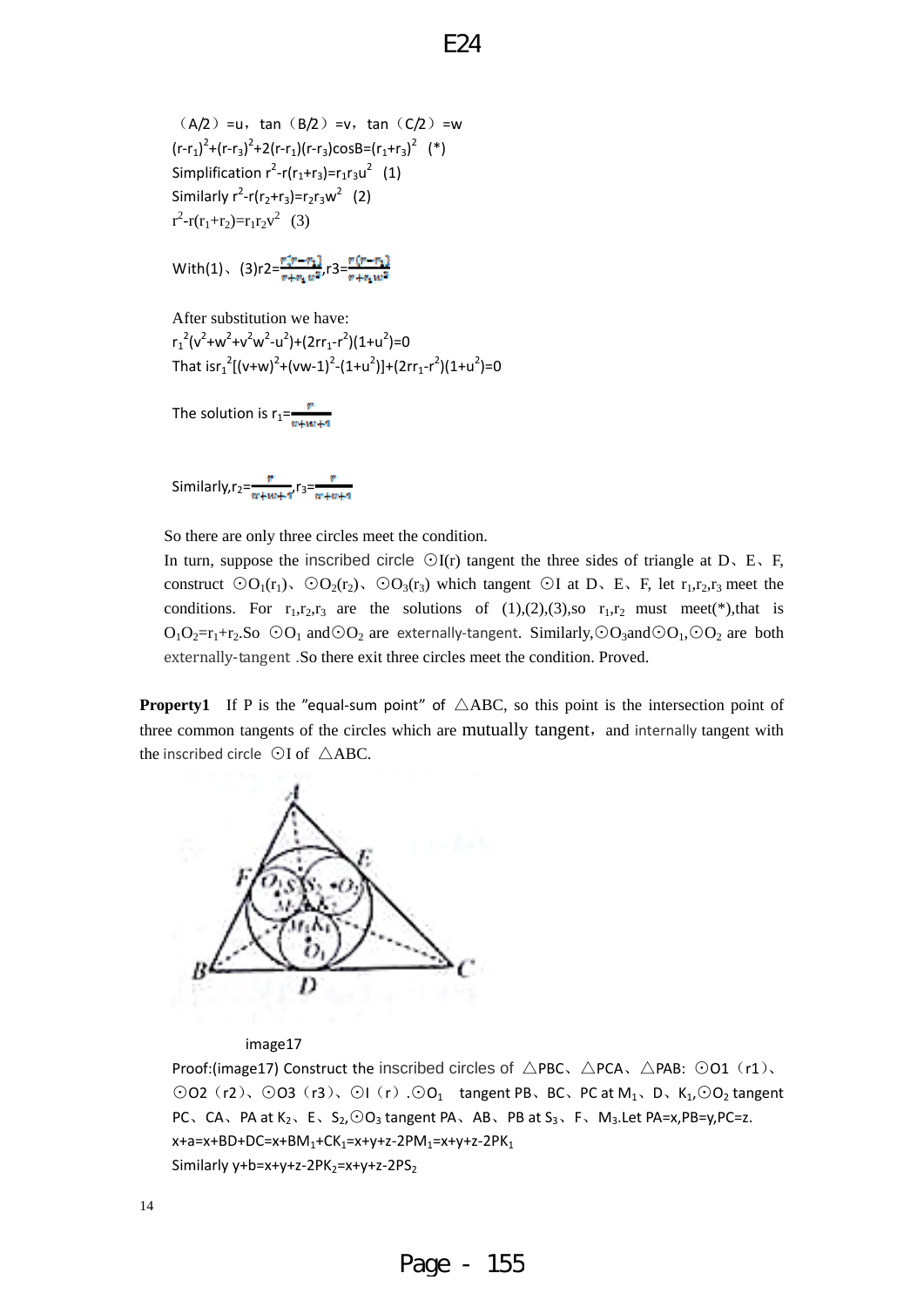(A/2) =u, tan (B/2) =v, tan (C/2) =w

$(r-r_1)^2+(r-r_3)^2+2(r-r_1)(r-r_3)\cos B=(r_1+r_3)^2$ (*)

Simplification $r^2-r(r_1+r_3)=r_1r_3u^2$ (1)

Similarly $r^2-r(r_2+r_3)=r_2r_3w^2$ (2)

$r^2-r(r_1+r_2)=r_1r_2v^2$ (3)

With(1)、(3) $r2=\frac{r_1^2(r-r_1)}{r+r_1w^2}$, $r3=\frac{r(r-r_1)}{r+r_1w^2}$

After substitution we have:

$r_1^2(v^2+w^2+v^2w^2-u^2)+(2rr_1-r^2)(1+u^2)=0$

That is $r_1^2[(v+w)^2+(vw-1)^2-(1+u^2)]+(2rr_1-r^2)(1+u^2)=0$

The solution is $r_1=\frac{r}{v+w+1}$

Similarly, $r_2=\frac{r}{v+w+1}$, $r_3=\frac{r}{v+w+1}$

So there are only three circles meet the condition.

In turn, suppose the inscribed circle ⊙I(r) tangent the three sides of triangle at D、E、F, construct ⊙$O_1(r_1)$、⊙$O_2(r_2)$、⊙$O_3(r_3)$ which tangent ⊙I at D、E、F, let $r_1,r_2,r_3$ meet the conditions. For $r_1,r_2,r_3$ are the solutions of (1),(2),(3),so $r_1,r_2$ must meet(*),that is $O_1O_2=r_1+r_2$.So ⊙$O_1$ and⊙$O_2$ are externally-tangent. Similarly,⊙$O_3$and⊙$O_1$,⊙$O_2$ are both externally-tangent .So there exit three circles meet the condition. Proved.

**Property1** If P is the "equal-sum point" of △ABC, so this point is the intersection point of three common tangents of the circles which are mutually tangent, and internally tangent with the inscribed circle ⊙I of △ABC.

image17

Proof:(image17) Construct the inscribed circles of △PBC、△PCA、△PAB: ⊙O1 (r1)、⊙O2 (r2)、⊙O3 (r3)、⊙I (r) .⊙$O_1$ tangent PB、BC、PC at $M_1$、D、$K_1$,⊙$O_2$ tangent PC、CA、PA at $K_2$、E、$S_2$,⊙$O_3$ tangent PA、AB、PB at $S_3$、F、$M_3$.Let PA=x,PB=y,PC=z.

$x+a=x+BD+DC=x+BM_1+CK_1=x+y+z-2PM_1=x+y+z-2PK_1$

Similarly $y+b=x+y+z-2PK_2=x+y+z-2PS_2$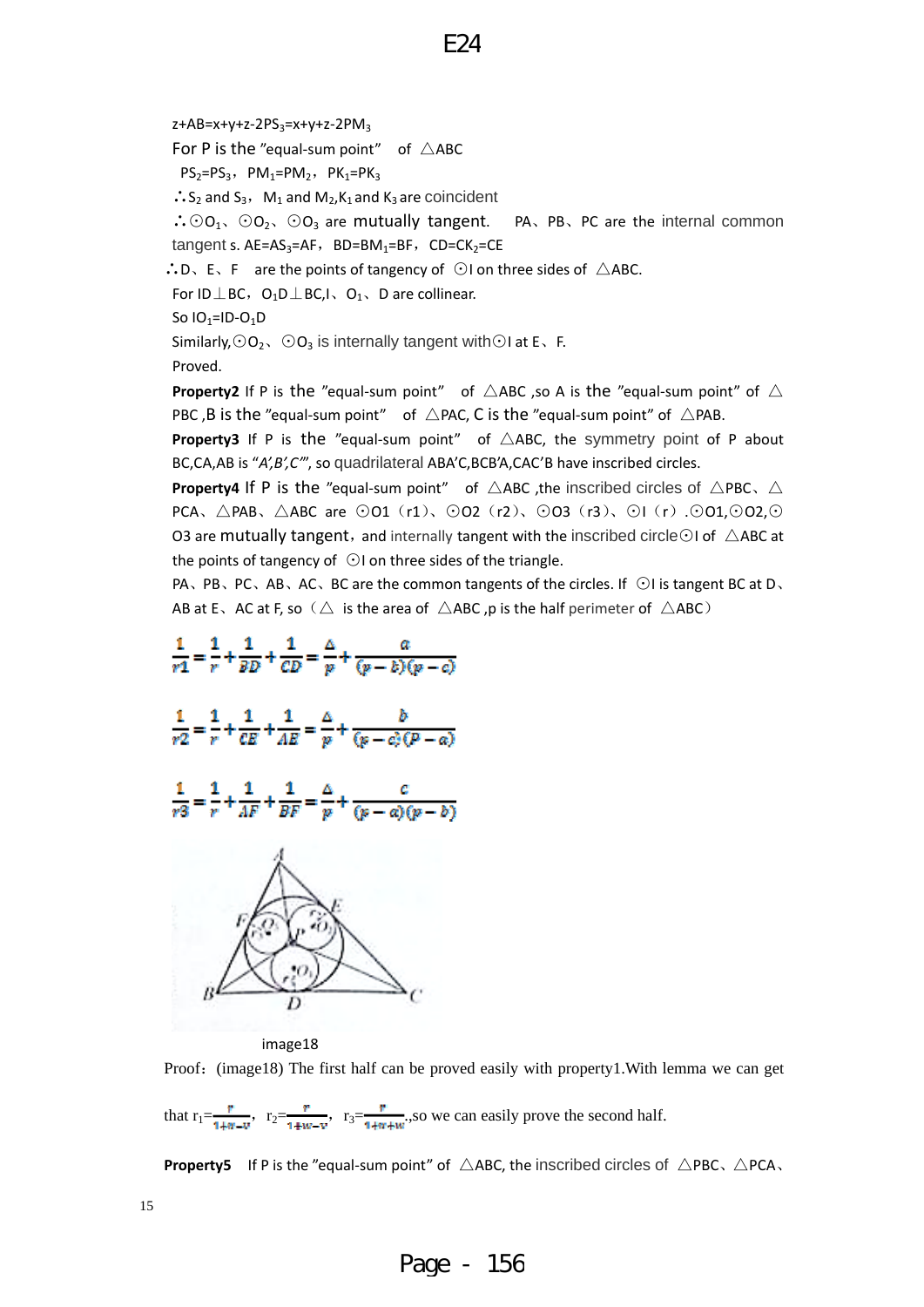$z+AB=x+y+z-2PS_3=x+y+z-2PM_3$

For P is the "equal-sum point" of △ABC

$PS_2=PS_3$，$PM_1=PM_2$，$PK_1=PK_3$

∴$S_2$ and $S_3$，$M_1$ and $M_2$,$K_1$ and $K_3$ are coincident

∴⊙$O_1$、⊙$O_2$、⊙$O_3$ are mutually tangent. PA、PB、PC are the internal common tangents. $AE=AS_3=AF$，$BD=BM_1=BF$，$CD=CK_2=CE$

∴D、E、F are the points of tangency of ⊙I on three sides of △ABC.

For ID⊥BC，$O_1D$⊥BC,I、$O_1$、D are collinear.

So $IO_1=ID-O_1D$

Similarly,⊙$O_2$、⊙$O_3$ is internally tangent with⊙I at E、F.

Proved.

**Property2** If P is the "equal-sum point" of △ABC ,so A is the "equal-sum point" of △PBC ,B is the "equal-sum point" of △PAC, C is the "equal-sum point" of △PAB.

**Property3** If P is the "equal-sum point" of △ABC, the symmetry point of P about BC,CA,AB is "A',B',C'", so quadrilateral ABA'C,BCB'A,CAC'B have inscribed circles.

**Property4** If P is the "equal-sum point" of △ABC ,the inscribed circles of △PBC、△PCA、△PAB、△ABC are ⊙O1（r1）、⊙O2（r2）、⊙O3（r3）、⊙I（r）.⊙O1,⊙O2,⊙O3 are mutually tangent，and internally tangent with the inscribed circle⊙I of △ABC at the points of tangency of ⊙I on three sides of the triangle.

PA、PB、PC、AB、AC、BC are the common tangents of the circles. If ⊙I is tangent BC at D、AB at E、AC at F, so（△ is the area of △ABC ,p is the half perimeter of △ABC）

$$\frac{1}{r1}=\frac{1}{r}+\frac{1}{BD}+\frac{1}{CD}=\frac{\Delta}{p}+\frac{a}{(p-b)(p-c)}$$

$$\frac{1}{r2}=\frac{1}{r}+\frac{1}{CE}+\frac{1}{AE}=\frac{\Delta}{p}+\frac{b}{(p-c)(P-a)}$$

$$\frac{1}{r3}=\frac{1}{r}+\frac{1}{AF}+\frac{1}{BF}=\frac{\Delta}{p}+\frac{c}{(p-a)(p-b)}$$

image18

Proof：(image18) The first half can be proved easily with property1.With lemma we can get that $r_1=\frac{r}{1+u-v}$，$r_2=\frac{r}{1+w-v}$，$r_3=\frac{r}{1+w+w}$.,so we can easily prove the second half.

**Property5** If P is the "equal-sum point" of △ABC, the inscribed circles of △PBC、△PCA、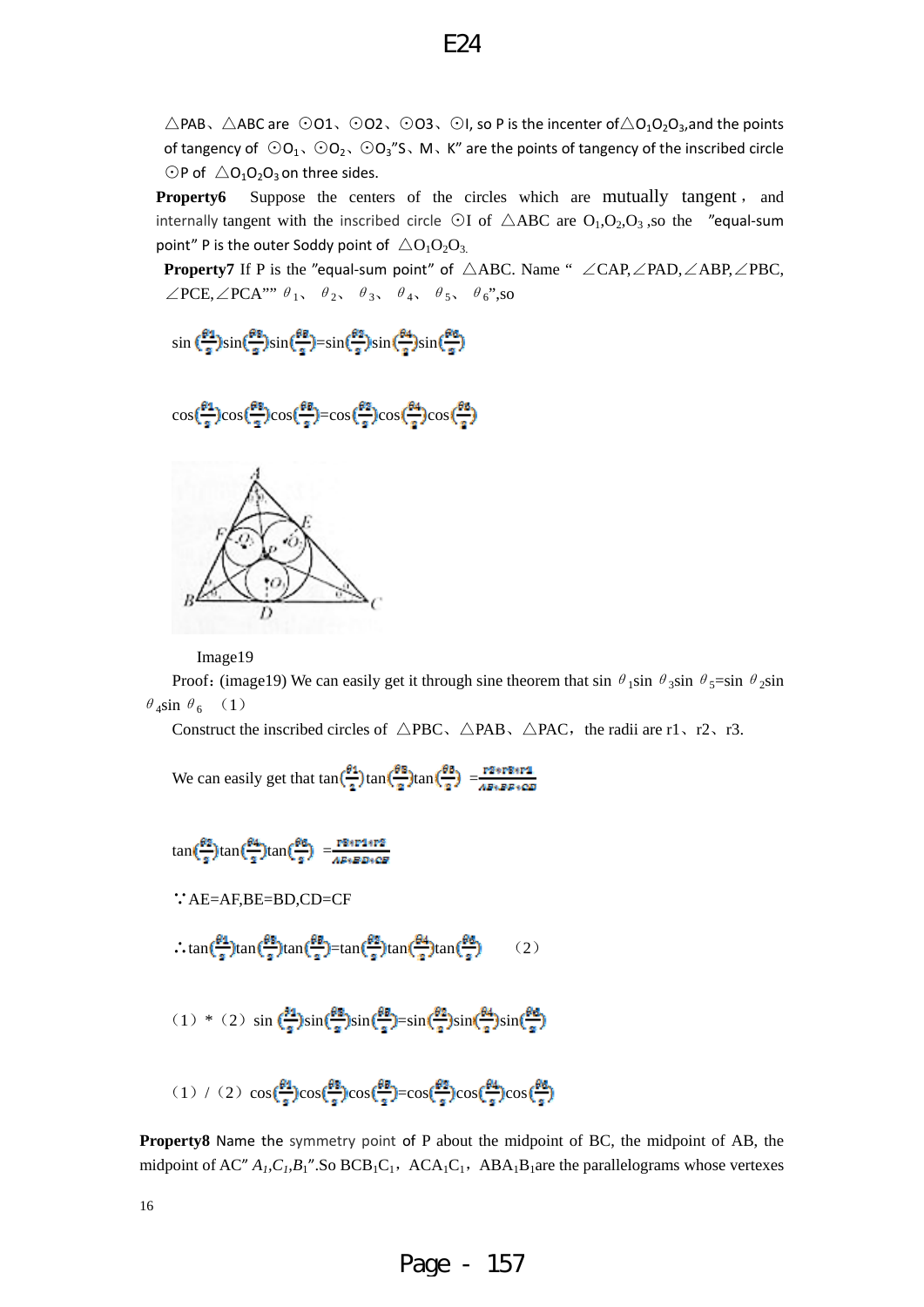△PAB、△ABC are ⊙O1、⊙O2、⊙O3、⊙I, so P is the incenter of $\triangle O_1O_2O_3$, and the points of tangency of $\odot O_1$、$\odot O_2$、$\odot O_3$"S、M、K" are the points of tangency of the inscribed circle ⊙P of $\triangle O_1O_2O_3$ on three sides.

**Property6** Suppose the centers of the circles which are mutually tangent, and internally tangent with the inscribed circle ⊙I of △ABC are $O_1, O_2, O_3$, so the "equal-sum point" P is the outer Soddy point of $\triangle O_1O_2O_3$.

**Property7** If P is the "equal-sum point" of △ABC. Name "∠CAP, ∠PAD, ∠ABP, ∠PBC, ∠PCE, ∠PCA"" $\theta_1$、$\theta_2$、$\theta_3$、$\theta_4$、$\theta_5$、$\theta_6$", so

$$\sin\left(\frac{\theta_1}{2}\right)\sin\left(\frac{\theta_3}{2}\right)\sin\left(\frac{\theta_5}{2}\right)=\sin\left(\frac{\theta_2}{2}\right)\sin\left(\frac{\theta_4}{2}\right)\sin\left(\frac{\theta_6}{2}\right)$$

$$\cos\left(\frac{\theta_1}{2}\right)\cos\left(\frac{\theta_3}{2}\right)\cos\left(\frac{\theta_5}{2}\right)=\cos\left(\frac{\theta_2}{2}\right)\cos\left(\frac{\theta_4}{2}\right)\cos\left(\frac{\theta_6}{2}\right)$$

Image19

Proof: (image19) We can easily get it through sine theorem that $\sin\theta_1\sin\theta_3\sin\theta_5=\sin\theta_2\sin\theta_4\sin\theta_6$ (1)

Construct the inscribed circles of △PBC、△PAB、△PAC, the radii are r1、r2、r3.

We can easily get that $\tan\left(\frac{\theta_1}{2}\right)\tan\left(\frac{\theta_3}{2}\right)\tan\left(\frac{\theta_5}{2}\right)=\frac{r2*r3*r1}{AE*BF*CD}$

$$\tan\left(\frac{\theta_2}{2}\right)\tan\left(\frac{\theta_4}{2}\right)\tan\left(\frac{\theta_6}{2}\right)=\frac{r3*r1*r2}{AF*BD*CE}$$

∵AE=AF, BE=BD, CD=CF

$$\therefore\tan\left(\frac{\theta_1}{2}\right)\tan\left(\frac{\theta_3}{2}\right)\tan\left(\frac{\theta_5}{2}\right)=\tan\left(\frac{\theta_2}{2}\right)\tan\left(\frac{\theta_4}{2}\right)\tan\left(\frac{\theta_6}{2}\right) \quad (2)$$

(1) * (2) $\sin\left(\frac{\theta_1}{2}\right)\sin\left(\frac{\theta_3}{2}\right)\sin\left(\frac{\theta_5}{2}\right)=\sin\left(\frac{\theta_2}{2}\right)\sin\left(\frac{\theta_4}{2}\right)\sin\left(\frac{\theta_6}{2}\right)$

(1) / (2) $\cos\left(\frac{\theta_1}{2}\right)\cos\left(\frac{\theta_3}{2}\right)\cos\left(\frac{\theta_5}{2}\right)=\cos\left(\frac{\theta_2}{2}\right)\cos\left(\frac{\theta_4}{2}\right)\cos\left(\frac{\theta_6}{2}\right)$

**Property8** Name the symmetry point of P about the midpoint of BC, the midpoint of AB, the midpoint of AC" $A_1, C_1, B_1$". So $BCB_1C_1$, $ACA_1C_1$, $ABA_1B_1$ are the parallelograms whose vertexes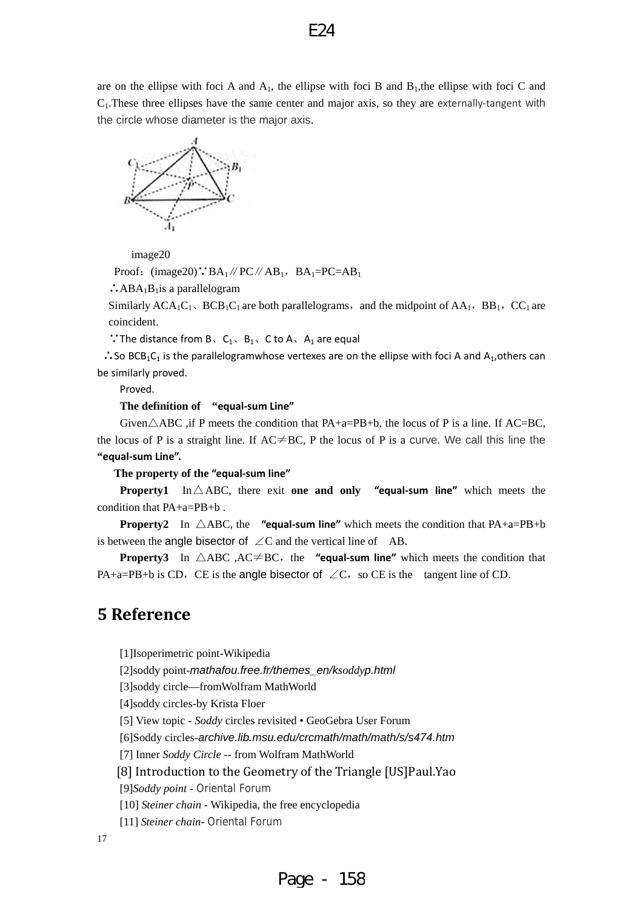are on the ellipse with foci A and $A_1$, the ellipse with foci B and $B_1$,the ellipse with foci C and $C_1$.These three ellipses have the same center and major axis, so they are externally-tangent with the circle whose diameter is the major axis.

image20

Proof：(image20)∵$BA_1 /\!/ PC /\!/ AB_1$，$BA_1=PC=AB_1$

∴$ABA_1B_1$is a parallelogram

Similarly $ACA_1C_1$、$BCB_1C_1$ are both parallelograms，and the midpoint of $AA_1$，$BB_1$，$CC_1$ are coincident.

∵The distance from B、$C_1$、$B_1$、C to A、$A_1$ are equal

∴So $BCB_1C_1$ is the parallelogramwhose vertexes are on the ellipse with foci A and $A_1$,others can be similarly proved.

Proved.

**The definition of "equal-sum Line"**

Given△ABC ,if P meets the condition that PA+a=PB+b, the locus of P is a line. If AC=BC, the locus of P is a straight line. If AC≠BC, P the locus of P is a curve. We call this line the **"equal-sum Line".**

**The property of the "equal-sum line"**

**Property1** In△ABC, there exit **one and only "equal-sum line"** which meets the condition that PA+a=PB+b .

**Property2** In △ABC, the **"equal-sum line"** which meets the condition that PA+a=PB+b is between the angle bisector of ∠C and the vertical line of AB.

**Property3** In △ABC ,AC≠BC，the **"equal-sum line"** which meets the condition that PA+a=PB+b is CD，CE is the angle bisector of ∠C，so CE is the tangent line of CD.

## 5 Reference

[1]Isoperimetric point-Wikipedia

[2]soddy point-*mathafou.free.fr/themes_en/ksoddyp.html*

[3]soddy circle—fromWolfram MathWorld

[4]soddy circles-by Krista Floer

[5] View topic - *Soddy* circles revisited • GeoGebra User Forum

[6]Soddy circles-*archive.lib.msu.edu/crcmath/math/math/s/s474.htm*

[7] Inner *Soddy Circle* -- from Wolfram MathWorld

[8] Introduction to the Geometry of the Triangle [US]Paul.Yao

[9]*Soddy point* - Oriental Forum

[10] *Steiner chain* - Wikipedia, the free encyclopedia

[11] *Steiner chain*- Oriental Forum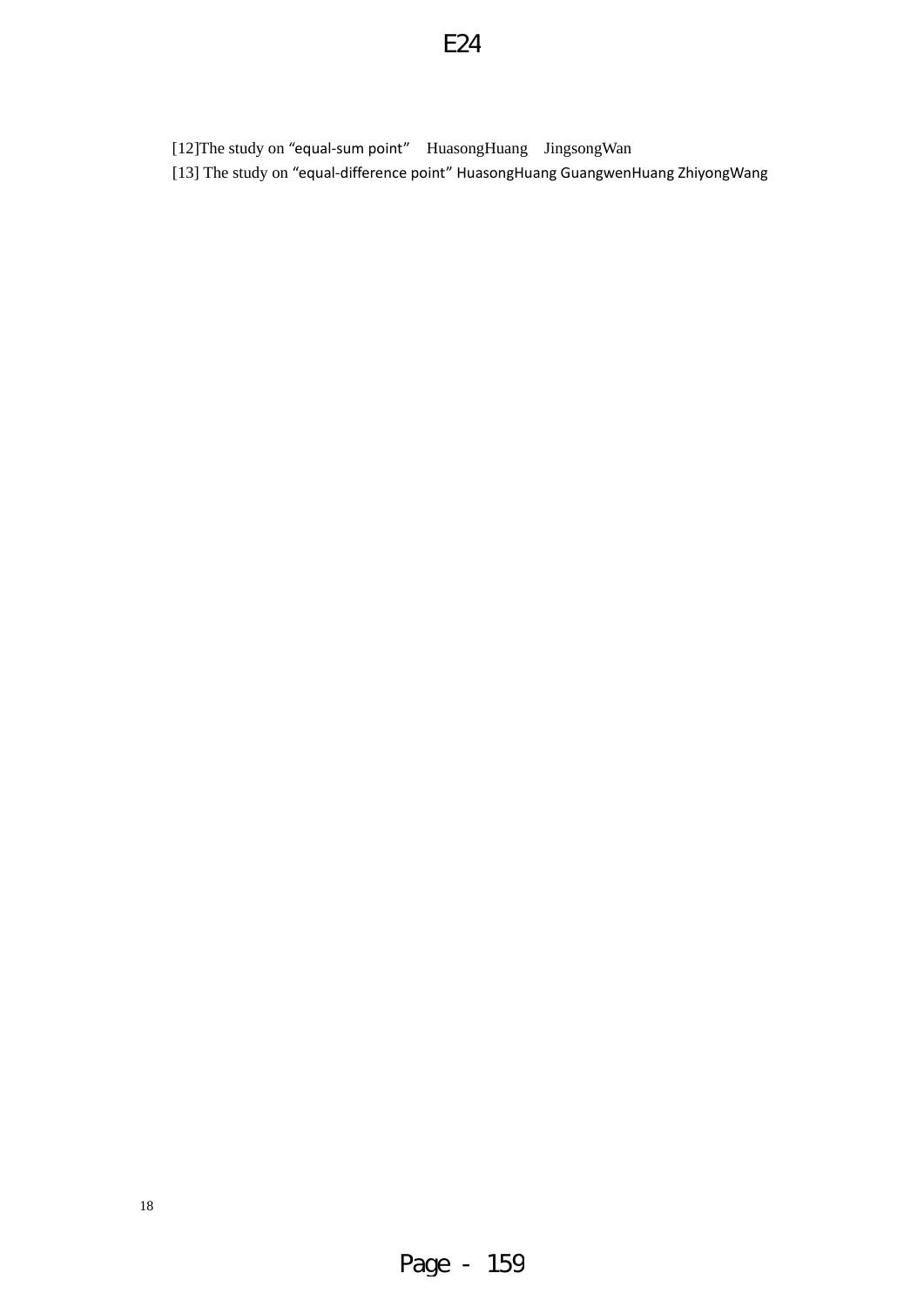[12]The study on "equal-sum point" HuasongHuang JingsongWan

[13] The study on "equal-difference point" HuasongHuang GuangwenHuang ZhiyongWang